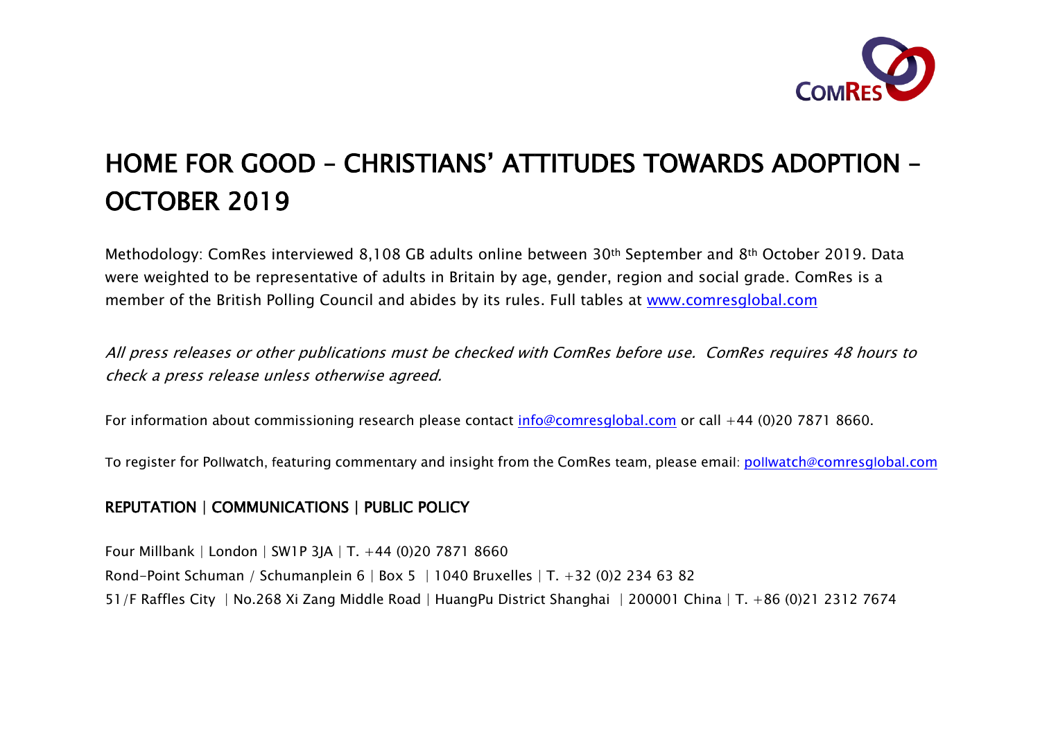# HOME FOR GOOD – CHRISTIANS' ATTITUDES TOWARDS ADOPTION – OCTOBER 2019

Methodology: ComRes interviewed 8,108 GB adults online between 30th September and 8th October 2019. Data were weighted to be representative of adults in Britain by age, gender, region and social grade. ComRes is a member of the British Polling Council and abides by its rules. Full tables at [www.comresglobal.com](www.comresglobal.com)

*All press releases or other publications must be checked with ComRes before use. ComRes requires 48 hours to check a press release unless otherwise agreed.*

For information about commissioning research please contact info@comresglobal.com or call +44 (0)20 7871 8660.

To register for Pollwatch, featuring commentary and insight from the ComRes team, please email: pollwatch@comresglobal.com

**REPUTATION | COMMUNICATIONS | PUBLIC POLICY**

Four Millbank | London | SW1P 3JA | T. +44 (0)20 7871 8660
Rond-Point Schuman / Schumanplein 6 | Box 5 | 1040 Bruxelles | T. +32 (0)2 234 63 82
51/F Raffles City | No.268 Xi Zang Middle Road | HuangPu District Shanghai | 200001 China | T. +86 (0)21 2312 7674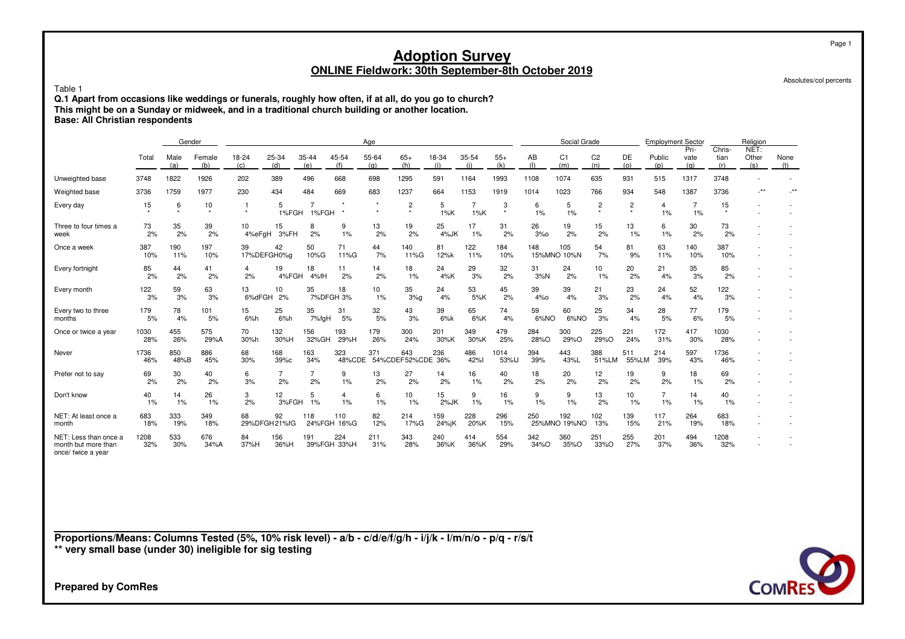# Adoption Survey

## ONLINE Fieldwork: 30th September-8th October 2019

Absolutes/col percents

Table 1

**Q.1 Apart from occasions like weddings or funerals, roughly how often, if at all, do you go to church?**
**This might be on a Sunday or midweek, and in a traditional church building or another location.**
**Base: All Christian respondents**

| | | Gender | | Age | | | | | | | | | | Social Grade | | | | Employment Sector | | Religion | | |
|---|---|---|---|---|---|---|---|---|---|---|---|---|---|---|---|---|---|---|---|---|---|---|
| | Total | Male (a) | Female (b) | 18-24 (c) | 25-34 (d) | 35-44 (e) | 45-54 (f) | 55-64 (g) | 65+ (h) | 18-34 (i) | 35-54 (j) | 55+ (k) | AB (l) | C1 (m) | C2 (n) | DE (o) | Public (p) | Pri-vate (q) | Chris-tian (r) | NET: Other (s) | None (t) |
| Unweighted base | 3748 | 1822 | 1926 | 202 | 389 | 496 | 668 | 698 | 1295 | 591 | 1164 | 1993 | 1108 | 1074 | 635 | 931 | 515 | 1317 | 3748 | - | - |
| Weighted base | 3736 | 1759 | 1977 | 230 | 434 | 484 | 669 | 683 | 1237 | 664 | 1153 | 1919 | 1014 | 1023 | 766 | 934 | 548 | 1387 | 3736 | -** | -** |
| Every day | 15 * | 6 * | 10 * | 1 * | 5 1%FGH | 7 1%FGH | * * | * * | 2 * | 5 1%K | 7 1%K | 3 * | 6 1% | 5 1% | 2 * | 2 * | 4 1% | 7 1% | 15 * | - | - |
| Three to four times a week | 73 2% | 35 2% | 39 2% | 10 4%eFgH | 15 3%FH | 8 2% | 9 1% | 13 2% | 19 2% | 25 4%JK | 17 1% | 31 2% | 26 3%o | 19 2% | 15 2% | 13 1% | 6 1% | 30 2% | 73 2% | - | - |
| Once a week | 387 10% | 190 11% | 197 10% | 39 17%DEFGH | 42 10%g | 50 10%G | 71 11%G | 44 7% | 140 11%G | 81 12%k | 122 11% | 184 10% | 148 15%MNO | 105 10%N | 54 7% | 81 9% | 63 11% | 140 10% | 387 10% | - | - |
| Every fortnight | 85 2% | 44 2% | 41 2% | 4 2% | 19 4%FGH | 18 4%fH | 11 2% | 14 2% | 18 1% | 24 4%K | 29 3% | 32 2% | 31 3%N | 24 2% | 10 1% | 20 2% | 21 4% | 35 3% | 85 2% | - | - |
| Every month | 122 3% | 59 3% | 63 3% | 13 6%dFGH | 10 2% | 35 7%DFGH | 18 3% | 10 1% | 35 3%g | 24 4% | 53 5%K | 45 2% | 39 4%o | 39 4% | 21 3% | 23 2% | 24 4% | 52 4% | 122 3% | - | - |
| Every two to three months | 179 5% | 78 4% | 101 5% | 15 6%h | 25 6%h | 35 7%fgH | 31 5% | 32 5% | 43 3% | 39 6%k | 65 6%K | 74 4% | 59 6%NO | 60 6%NO | 25 3% | 34 4% | 28 5% | 77 6% | 179 5% | - | - |
| Once or twice a year | 1030 28% | 455 26% | 575 29%A | 70 30%h | 132 30%H | 156 32%GH | 193 29%H | 179 26% | 300 24% | 201 30%K | 349 30%K | 479 25% | 284 28%O | 300 29%O | 225 29%O | 221 24% | 172 31% | 417 30% | 1030 28% | - | - |
| Never | 1736 46% | 850 48%B | 886 45% | 68 30% | 168 39%c | 163 34% | 323 48%CDE | 371 54%CDEF | 643 52%CDE | 236 36% | 486 42%I | 1014 53%IJ | 394 39% | 443 43%L | 388 51%LM | 511 55%LM | 214 39% | 597 43% | 1736 46% | - | - |
| Prefer not to say | 69 2% | 30 2% | 40 2% | 6 3% | 7 2% | 7 2% | 9 1% | 13 2% | 27 2% | 14 2% | 16 1% | 40 2% | 18 2% | 20 2% | 12 2% | 19 2% | 9 2% | 18 1% | 69 2% | - | - |
| Don't know | 40 1% | 14 1% | 26 1% | 3 2% | 12 3%FGH | 5 1% | 4 1% | 6 1% | 10 1% | 15 2%JK | 9 1% | 16 1% | 9 1% | 9 1% | 13 2% | 10 1% | 7 1% | 14 1% | 40 1% | - | - |
| NET: At least once a month | 683 18% | 333 19% | 349 18% | 68 29%DFGH | 92 21%fG | 118 24%FGH | 110 16%G | 82 12% | 214 17%G | 159 24%jK | 228 20%K | 296 15% | 250 25%MNO | 192 19%NO | 102 13% | 139 15% | 117 21% | 264 19% | 683 18% | - | - |
| NET: Less than once a month but more than once/ twice a year | 1208 32% | 533 30% | 676 34%A | 84 37%H | 156 36%H | 191 39%FGH | 224 33%H | 211 31% | 343 28% | 240 36%K | 414 36%K | 554 29% | 342 34%O | 360 35%O | 251 33%O | 255 27% | 201 37% | 494 36% | 1208 32% | - | - |

**Proportions/Means: Columns Tested (5%, 10% risk level) - a/b - c/d/e/f/g/h - i/j/k - l/m/n/o - p/q - r/s/t**
**\*\* very small base (under 30) ineligible for sig testing**

**Prepared by ComRes**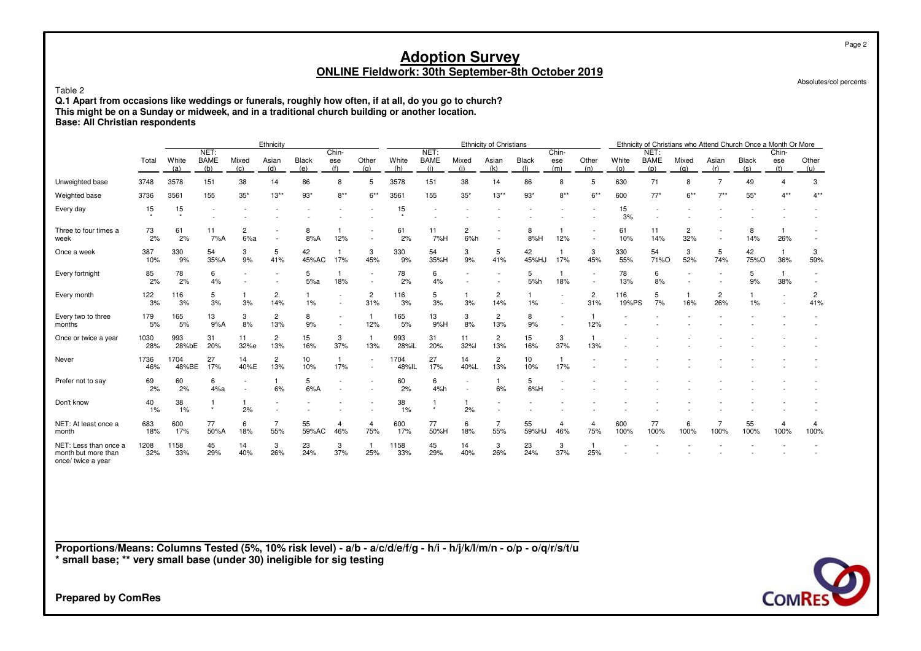# Adoption Survey

## ONLINE Fieldwork: 30th September-8th October 2019

Absolutes/col percents

Table 2

**Q.1 Apart from occasions like weddings or funerals, roughly how often, if at all, do you go to church?**
**This might be on a Sunday or midweek, and in a traditional church building or another location.**
**Base: All Christian respondents**

| | | Ethnicity | | | | | | | Ethnicity of Christians | | | | | | | Ethnicity of Christians who Attend Church Once a Month Or More | | | | | | |
|---|---|---|---|---|---|---|---|---|---|---|---|---|---|---|---|---|---|---|---|---|---|---|
| | Total | White (a) | NET: BAME (b) | Mixed (c) | Asian (d) | Black (e) | Chinese (f) | Other (g) | White (h) | NET: BAME (i) | Mixed (j) | Asian (k) | Black (l) | Chinese (m) | Other (n) | White (o) | NET: BAME (p) | Mixed (q) | Asian (r) | Black (s) | Chinese (t) | Other (u) |
| Unweighted base | 3748 | 3578 | 151 | 38 | 14 | 86 | 8 | 5 | 3578 | 151 | 38 | 14 | 86 | 8 | 5 | 630 | 71 | 8 | 7 | 49 | 4 | 3 |
| Weighted base | 3736 | 3561 | 155 | 35* | 13** | 93* | 8** | 6** | 3561 | 155 | 35* | 13** | 93* | 8** | 6** | 600 | 77* | 6** | 7** | 55* | 4** | 4** |
| Every day | 15 * | 15 * | - | - | - | - | - | - | 15 * | - | - | - | - | - | - | 15 3% | - | - | - | - | - | - |
| Three to four times a week | 73 2% | 61 2% | 11 7%A | 2 6%a | - | 8 8%A | 1 12% | - | 61 2% | 11 7%H | 2 6%h | - | 8 8%H | 1 12% | - | 61 10% | 11 14% | 2 32% | - | 8 14% | 1 26% | - |
| Once a week | 387 10% | 330 9% | 54 35%A | 3 9% | 5 41% | 42 45%AC | 1 17% | 3 45% | 330 9% | 54 35%H | 3 9% | 5 41% | 42 45%HJ | 1 17% | 3 45% | 330 55% | 54 71%O | 3 52% | 5 74% | 42 75%O | 1 36% | 3 59% |
| Every fortnight | 85 2% | 78 2% | 6 4% | - | - | 5 5%a | 1 18% | - | 78 2% | 6 4% | - | - | 5 5%h | 1 18% | - | 78 13% | 6 8% | - | - | 5 9% | 1 38% | - |
| Every month | 122 3% | 116 3% | 5 3% | 1 3% | 2 14% | 1 1% | - | 2 31% | 116 3% | 5 3% | 1 3% | 2 14% | 1 1% | - | 2 31% | 116 19%PS | 5 7% | 1 16% | 2 26% | 1 1% | - | 2 41% |
| Every two to three months | 179 5% | 165 5% | 13 9%A | 3 8% | 2 13% | 8 9% | - | 1 12% | 165 5% | 13 9%H | 3 8% | 2 13% | 8 9% | - | 1 12% | - | - | - | - | - | - | - |
| Once or twice a year | 1030 28% | 993 28%bE | 31 20% | 11 32%e | 2 13% | 15 16% | 3 37% | 1 13% | 993 28%iL | 31 20% | 11 32%l | 2 13% | 15 16% | 3 37% | 1 13% | - | - | - | - | - | - | - |
| Never | 1736 46% | 1704 48%BE | 27 17% | 14 40%E | 2 13% | 10 10% | 1 17% | - | 1704 48%IL | 27 17% | 14 40%L | 2 13% | 10 10% | 1 17% | - | - | - | - | - | - | - | - |
| Prefer not to say | 69 2% | 60 2% | 6 4%a | - | 1 6% | 5 6%A | - | - | 60 2% | 6 4%h | - | 1 6% | 5 6%H | - | - | - | - | - | - | - | - | - |
| Don't know | 40 1% | 38 1% | 1 * | 1 2% | - | - | - | - | 38 1% | 1 * | 1 2% | - | - | - | - | - | - | - | - | - | - | - |
| NET: At least once a month | 683 18% | 600 17% | 77 50%A | 6 18% | 7 55% | 55 59%AC | 4 46% | 4 75% | 600 17% | 77 50%H | 6 18% | 7 55% | 55 59%HJ | 4 46% | 4 75% | 600 100% | 77 100% | 6 100% | 7 100% | 55 100% | 4 100% | 4 100% |
| NET: Less than once a month but more than once/ twice a year | 1208 32% | 1158 33% | 45 29% | 14 40% | 3 26% | 23 24% | 3 37% | 1 25% | 1158 33% | 45 29% | 14 40% | 3 26% | 23 24% | 3 37% | 1 25% | - | - | - | - | - | - | - |

**Proportions/Means: Columns Tested (5%, 10% risk level) - a/b - a/c/d/e/f/g - h/i - h/j/k/l/m/n - o/p - o/q/r/s/t/u**
*** small base; ** very small base (under 30) ineligible for sig testing**

**Prepared by ComRes**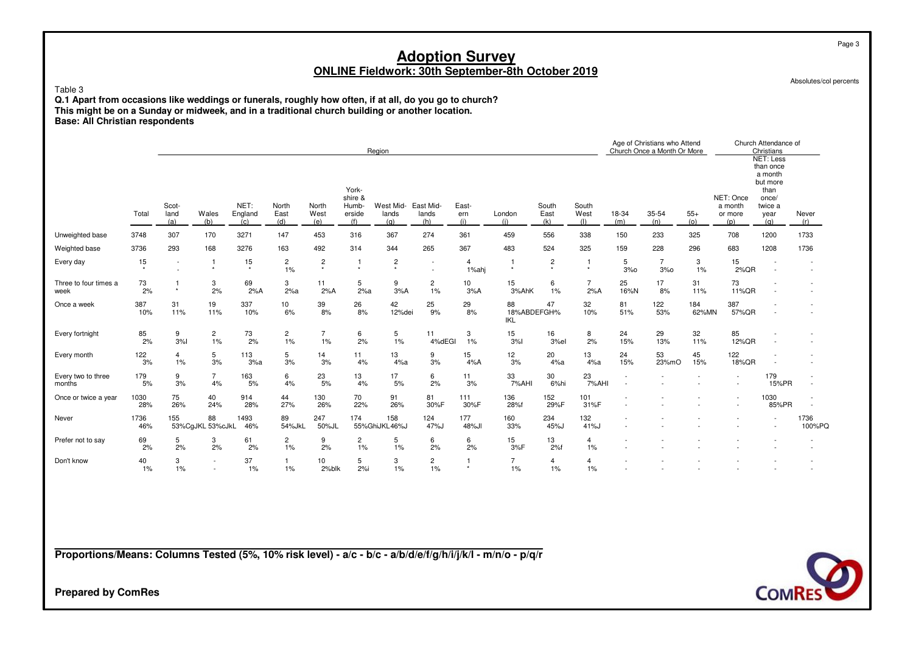# Adoption Survey

## ONLINE Fieldwork: 30th September-8th October 2019

Absolutes/col percents

Table 3

**Q.1 Apart from occasions like weddings or funerals, roughly how often, if at all, do you go to church?**
**This might be on a Sunday or midweek, and in a traditional church building or another location.**
**Base: All Christian respondents**

| | | Region | | | | | | | | | | | | Age of Christians who Attend Church Once a Month Or More | | | Church Attendance of Christians | | |
|---|---|---|---|---|---|---|---|---|---|---|---|---|---|---|---|---|---|---|---|
| | Total | Scot-land (a) | Wales (b) | NET: England (c) | North East (d) | North West (e) | York-shire & Humb-erside (f) | West Mid-lands (g) | East Mid-lands (h) | East-ern (i) | London (j) | South East (k) | South West (l) | 18-34 (m) | 35-54 (n) | 55+ (o) | NET: Once a month or more (p) | NET: Less than once a month but more than once/ twice a year (q) | Never (r) |
| Unweighted base | 3748 | 307 | 170 | 3271 | 147 | 453 | 316 | 367 | 274 | 361 | 459 | 556 | 338 | 150 | 233 | 325 | 708 | 1200 | 1733 |
| Weighted base | 3736 | 293 | 168 | 3276 | 163 | 492 | 314 | 344 | 265 | 367 | 483 | 524 | 325 | 159 | 228 | 296 | 683 | 1208 | 1736 |
| Every day | 15 | - | 1 | 15 | 2 | 2 | 1 | 2 | - | 4 | 1 | 2 | 1 | 5 | 7 | 3 | 15 | - | - |
| | * | - | * | * | 1% | * | * | * | - | 1%ahj | * | * | * | 3%o | 3%o | 1% | 2%QR | - | - |
| Three to four times a week | 73 | 1 | 3 | 69 | 3 | 11 | 5 | 9 | 2 | 10 | 15 | 6 | 7 | 25 | 17 | 31 | 73 | - | - |
| | 2% | * | 2% | 2%A | 2%a | 2%A | 2%a | 3%A | 1% | 3%A | 3%AhK | 1% | 2%A | 16%N | 8% | 11% | 11%QR | - | - |
| Once a week | 387 | 31 | 19 | 337 | 10 | 39 | 26 | 42 | 25 | 29 | 88 | 47 | 32 | 81 | 122 | 184 | 387 | - | - |
| | 10% | 11% | 11% | 10% | 6% | 8% | 8% | 12%dei | 9% | 8% | 18%ABDEFGH% IKL | 9% | 10% | 51% | 53% | 62%MN | 57%QR | - | - |
| Every fortnight | 85 | 9 | 2 | 73 | 2 | 7 | 6 | 5 | 11 | 3 | 15 | 16 | 8 | 24 | 29 | 32 | 85 | - | - |
| | 2% | 3%l | 1% | 2% | 1% | 1% | 2% | 1% | 4%dEGI | 1% | 3%l | 3%el | 2% | 15% | 13% | 11% | 12%QR | - | - |
| Every month | 122 | 4 | 5 | 113 | 5 | 14 | 11 | 13 | 9 | 15 | 12 | 20 | 13 | 24 | 53 | 45 | 122 | - | - |
| | 3% | 1% | 3% | 3%a | 3% | 3% | 4% | 4%a | 3% | 4%A | 3% | 4%a | 4%a | 15% | 23%mO | 15% | 18%QR | - | - |
| Every two to three months | 179 | 9 | 7 | 163 | 6 | 23 | 13 | 17 | 6 | 11 | 33 | 30 | 23 | - | - | - | - | 179 | - |
| | 5% | 3% | 4% | 5% | 4% | 5% | 4% | 5% | 2% | 3% | 7%AHI | 6%hi | 7%AHI | - | - | - | - | 15%PR | - |
| Once or twice a year | 1030 | 75 | 40 | 914 | 44 | 130 | 70 | 91 | 81 | 111 | 136 | 152 | 101 | - | - | - | - | 1030 | - |
| | 28% | 26% | 24% | 28% | 27% | 26% | 22% | 26% | 30%F | 30%F | 28%f | 29%F | 31%F | - | - | - | - | 85%PR | - |
| Never | 1736 | 155 | 88 | 1493 | 89 | 247 | 174 | 158 | 124 | 177 | 160 | 234 | 132 | - | - | - | - | - | 1736 |
| | 46% | 53%CgJKL | 53%cJkL | 46% | 54%JkL | 50%JL | 55%GhiJKL | 46%J | 47%J | 48%Jl | 33% | 45%J | 41%J | - | - | - | - | - | 100%PQ |
| Prefer not to say | 69 | 5 | 3 | 61 | 2 | 9 | 2 | 5 | 6 | 6 | 15 | 13 | 4 | - | - | - | - | - | - |
| | 2% | 2% | 2% | 2% | 1% | 2% | 1% | 1% | 2% | 2% | 3%F | 2%f | 1% | - | - | - | - | - | - |
| Don't know | 40 | 3 | - | 37 | 1 | 10 | 5 | 3 | 2 | 1 | 7 | 4 | 4 | - | - | - | - | - | - |
| | 1% | 1% | - | 1% | 1% | 2%blk | 2%i | 1% | 1% | * | 1% | 1% | 1% | - | - | - | - | - | - |

**Proportions/Means: Columns Tested (5%, 10% risk level) - a/c - b/c - a/b/d/e/f/g/h/i/j/k/l - m/n/o - p/q/r**

**Prepared by ComRes**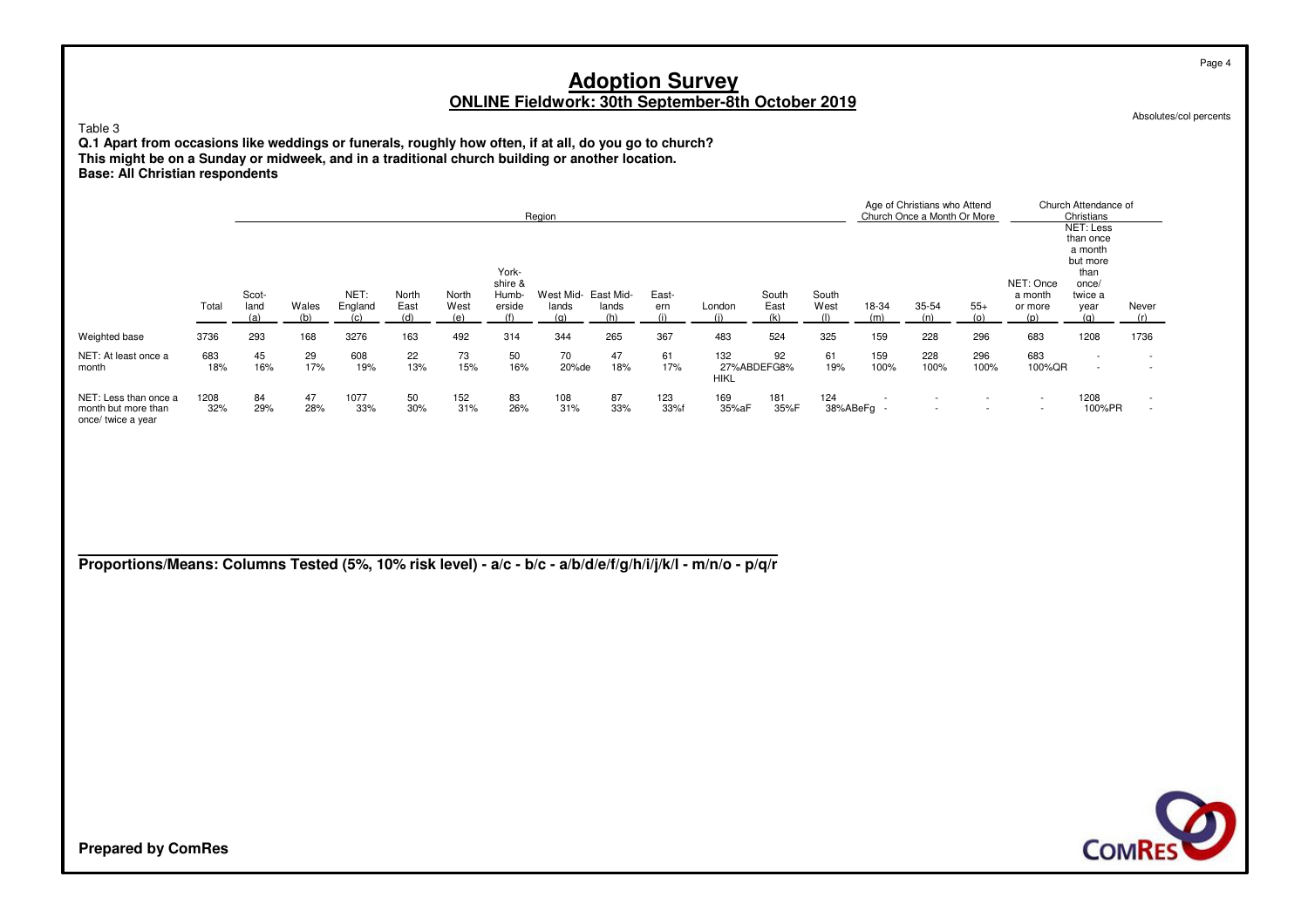# Adoption Survey

## ONLINE Fieldwork: 30th September-8th October 2019

Absolutes/col percents

Table 3

**Q.1 Apart from occasions like weddings or funerals, roughly how often, if at all, do you go to church?**
**This might be on a Sunday or midweek, and in a traditional church building or another location.**
**Base: All Christian respondents**

| | Total | Region | | | | | | | | | | | | | Age of Christians who Attend Church Once a Month Or More | | | Church Attendance of Christians | | |
|---|---|---|---|---|---|---|---|---|---|---|---|---|---|---|---|---|---|---|---|---|
| | | Scot-land (a) | Wales (b) | NET: England (c) | North East (d) | North West (e) | York-shire & Humb-erside (f) | West Mid-lands (g) | East Mid-lands (h) | East-ern (i) | London (j) | South East (k) | South West (l) | | 18-34 (m) | 35-54 (n) | 55+ (o) | NET: Once a month or more (p) | NET: Less than once a month but more than once/ twice a year (q) | Never (r) |
| Weighted base | 3736 | 293 | 168 | 3276 | 163 | 492 | 314 | 344 | 265 | 367 | 483 | 524 | 325 | | 159 | 228 | 296 | 683 | 1208 | 1736 |
| NET: At least once a month | 683 | 45 | 29 | 608 | 22 | 73 | 50 | 70 | 47 | 61 | 132 | 92 | 61 | | 159 | 228 | 296 | 683 | - | - |
| | 18% | 16% | 17% | 19% | 13% | 15% | 16% | 20%de | 18% | 17% | 27%ABDEFG HIKL | 18% | 19% | | 100% | 100% | 100% | 100%QR | - | - |
| NET: Less than once a month but more than once/ twice a year | 1208 | 84 | 47 | 1077 | 50 | 152 | 83 | 108 | 87 | 123 | 169 | 181 | 124 | | - | - | - | - | 1208 | - |
| | 32% | 29% | 28% | 33% | 30% | 31% | 26% | 31% | 33% | 33%f | 35%aF | 35%F | 38%ABeFg | | - | - | - | - | 100%PR | - |

**Proportions/Means: Columns Tested (5%, 10% risk level) - a/c - b/c - a/b/d/e/f/g/h/i/j/k/l - m/n/o - p/q/r**

**Prepared by ComRes**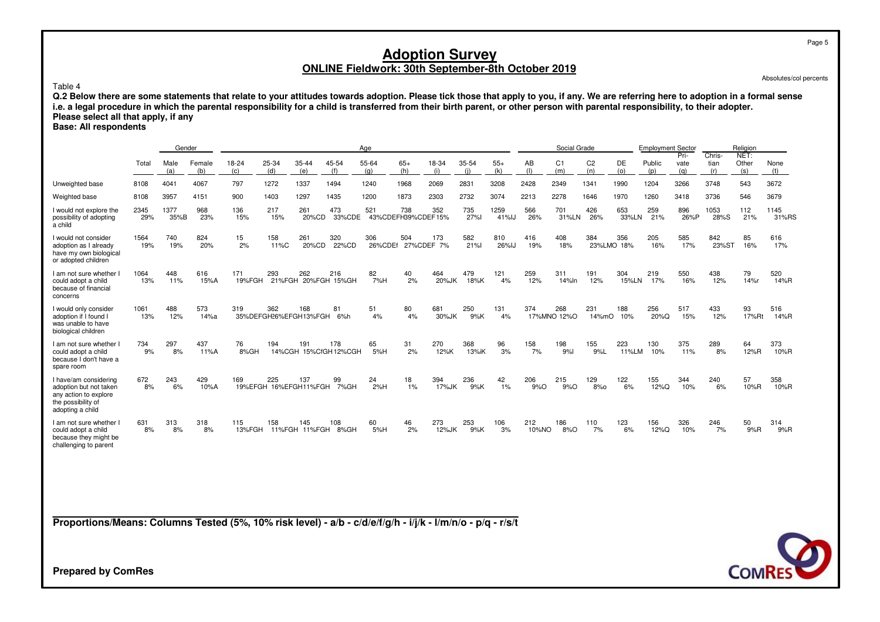# Adoption Survey
## ONLINE Fieldwork: 30th September-8th October 2019

Absolutes/col percents

Table 4

**Q.2 Below there are some statements that relate to your attitudes towards adoption. Please tick those that apply to you, if any. We are referring here to adoption in a formal sense i.e. a legal procedure in which the parental responsibility for a child is transferred from their birth parent, or other person with parental responsibility, to their adopter.**
**Please select all that apply, if any**
**Base: All respondents**

| | Total | Gender | | Age | | | | | | | | | Social Grade | | | | Employment Sector | | Religion | | |
|---|---|---|---|---|---|---|---|---|---|---|---|---|---|---|---|---|---|---|---|---|---|
| | | Male (a) | Female (b) | 18-24 (c) | 25-34 (d) | 35-44 (e) | 45-54 (f) | 55-64 (g) | 65+ (h) | 18-34 (i) | 35-54 (j) | 55+ (k) | AB (l) | C1 (m) | C2 (n) | DE (o) | Public (p) | Pri-vate (q) | Chris-tian (r) | NET: Other (s) | None (t) |
| Unweighted base | 8108 | 4041 | 4067 | 797 | 1272 | 1337 | 1494 | 1240 | 1968 | 2069 | 2831 | 3208 | 2428 | 2349 | 1341 | 1990 | 1204 | 3266 | 3748 | 543 | 3672 |
| Weighted base | 8108 | 3957 | 4151 | 900 | 1403 | 1297 | 1435 | 1200 | 1873 | 2303 | 2732 | 3074 | 2213 | 2278 | 1646 | 1970 | 1260 | 3418 | 3736 | 546 | 3679 |
| I would not explore the possibility of adopting a child | 2345<br>29% | 1377<br>35%B | 968<br>23% | 136<br>15% | 217<br>15% | 261<br>20%CD | 473<br>33%CDE | 521<br>43%CDEFH | 738<br>39%CDEF | 352<br>15% | 735<br>27%I | 1259<br>41%IJ | 566<br>26% | 701<br>31%LN | 426<br>26% | 653<br>33%LN | 259<br>21% | 896<br>26%P | 1053<br>28%S | 112<br>21% | 1145<br>31%RS |
| I would not consider adoption as I already have my own biological or adopted children | 1564<br>19% | 740<br>19% | 824<br>20% | 15<br>2% | 158<br>11%C | 261<br>20%CD | 320<br>22%CD | 306<br>26%CDEf | 504<br>27%CDEF | 173<br>7% | 582<br>21%I | 810<br>26%IJ | 416<br>19% | 408<br>18% | 384<br>23%LMO | 356<br>18% | 205<br>16% | 585<br>17% | 842<br>23%ST | 85<br>16% | 616<br>17% |
| I am not sure whether I could adopt a child because of financial concerns | 1064<br>13% | 448<br>11% | 616<br>15%A | 171<br>19%FGH | 293<br>21%FGH | 262<br>20%FGH | 216<br>15%GH | 82<br>7%H | 40<br>2% | 464<br>20%JK | 479<br>18%K | 121<br>4% | 259<br>12% | 311<br>14%ln | 191<br>12% | 304<br>15%LN | 219<br>17% | 550<br>16% | 438<br>12% | 79<br>14%r | 520<br>14%R |
| I would only consider adoption if I found I was unable to have biological children | 1061<br>13% | 488<br>12% | 573<br>14%a | 319<br>35%DEFGH | 362<br>26%EFGH | 168<br>13%FGH | 81<br>6%h | 51<br>4% | 80<br>4% | 681<br>30%JK | 250<br>9%K | 131<br>4% | 374<br>17%MNO | 268<br>12%O | 231<br>14%mO | 188<br>10% | 256<br>20%Q | 517<br>15% | 433<br>12% | 93<br>17%Rt | 516<br>14%R |
| I am not sure whether I could adopt a child because I don't have a spare room | 734<br>9% | 297<br>8% | 437<br>11%A | 76<br>8%GH | 194<br>14%CGH | 191<br>15%CfGH | 178<br>12%CGH | 65<br>5%H | 31<br>2% | 270<br>12%K | 368<br>13%lK | 96<br>3% | 158<br>7% | 198<br>9%l | 155<br>9%L | 223<br>11%LM | 130<br>10% | 375<br>11% | 289<br>8% | 64<br>12%R | 373<br>10%R |
| I have/am considering adoption but not taken any action to explore the possibility of adopting a child | 672<br>8% | 243<br>6% | 429<br>10%A | 169<br>19%EFGH | 225<br>16%EFGH | 137<br>11%FGH | 99<br>7%GH | 24<br>2%H | 18<br>1% | 394<br>17%JK | 236<br>9%K | 42<br>1% | 206<br>9%O | 215<br>9%O | 129<br>8%o | 122<br>6% | 155<br>12%Q | 344<br>10% | 240<br>6% | 57<br>10%R | 358<br>10%R |
| I am not sure whether I could adopt a child because they might be challenging to parent | 631<br>8% | 313<br>8% | 318<br>8% | 115<br>13%FGH | 158<br>11%FGH | 145<br>11%FGH | 108<br>8%GH | 60<br>5%H | 46<br>2% | 273<br>12%JK | 253<br>9%K | 106<br>3% | 212<br>10%NO | 186<br>8%O | 110<br>7% | 123<br>6% | 156<br>12%Q | 326<br>10% | 246<br>7% | 50<br>9%R | 314<br>9%R |

**Proportions/Means: Columns Tested (5%, 10% risk level) - a/b - c/d/e/f/g/h - i/j/k - l/m/n/o - p/q - r/s/t**

**Prepared by ComRes**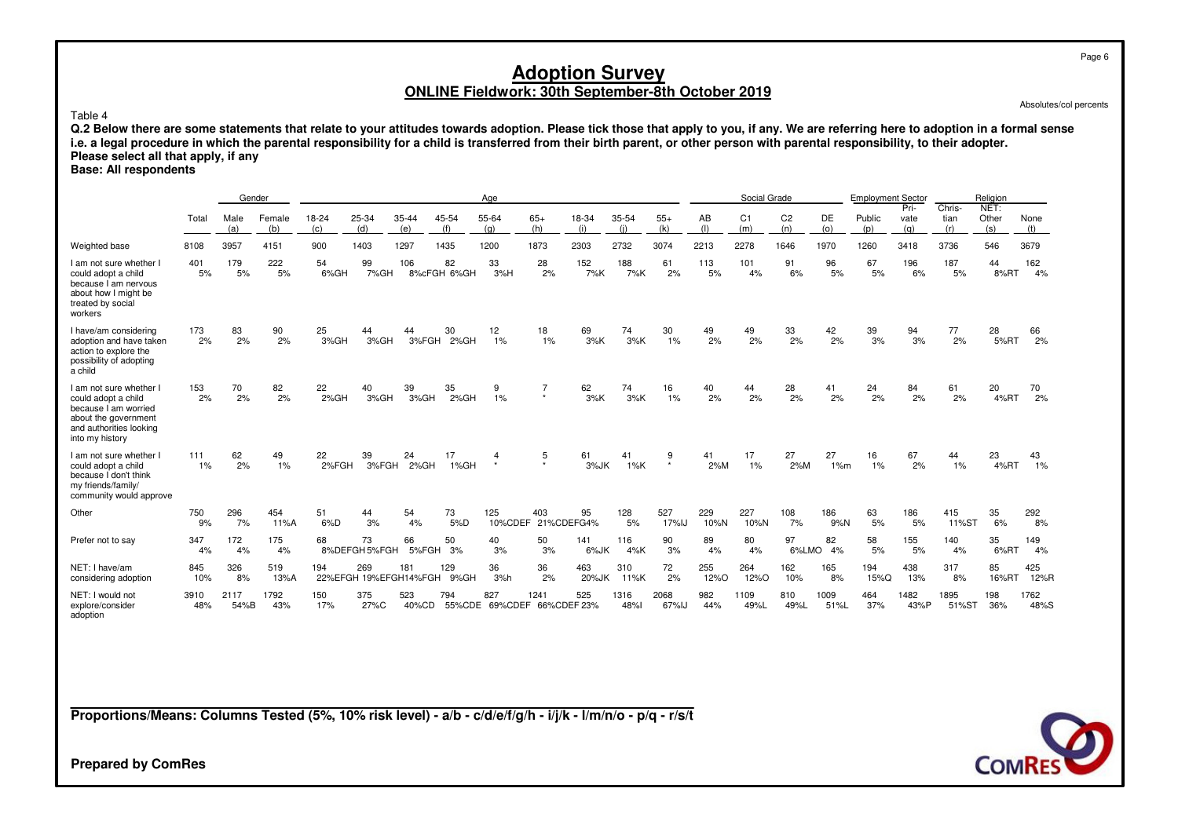# Adoption Survey

## ONLINE Fieldwork: 30th September-8th October 2019

Absolutes/col percents

Table 4

**Q.2 Below there are some statements that relate to your attitudes towards adoption. Please tick those that apply to you, if any. We are referring here to adoption in a formal sense i.e. a legal procedure in which the parental responsibility for a child is transferred from their birth parent, or other person with parental responsibility, to their adopter. Please select all that apply, if any**

**Base: All respondents**

| | | Gender | | Age | | | | | | | | | | Social Grade | | | | Employment Sector | | Religion | | |
|---|---|---|---|---|---|---|---|---|---|---|---|---|---|---|---|---|---|---|---|---|---|---|
| | Total | Male (a) | Female (b) | 18-24 (c) | 25-34 (d) | 35-44 (e) | 45-54 (f) | 55-64 (g) | 65+ (h) | 18-34 (i) | 35-54 (j) | 55+ (k) | AB (l) | C1 (m) | C2 (n) | DE (o) | Public (p) | Private (q) | Christian (r) | NET: Other (s) | None (t) |
| Weighted base | 8108 | 3957 | 4151 | 900 | 1403 | 1297 | 1435 | 1200 | 1873 | 2303 | 2732 | 3074 | 2213 | 2278 | 1646 | 1970 | 1260 | 3418 | 3736 | 546 | 3679 |
| I am not sure whether I could adopt a child because I am nervous about how I might be treated by social workers | 401<br>5% | 179<br>5% | 222<br>5% | 54<br>6%GH | 99<br>7%GH | 106<br>8%cFGH | 82<br>6%GH | 33<br>3%H | 28<br>2% | 152<br>7%K | 188<br>7%K | 61<br>2% | 113<br>5% | 101<br>4% | 91<br>6% | 96<br>5% | 67<br>5% | 196<br>6% | 187<br>5% | 44<br>8%RT | 162<br>4% |
| I have/am considering adoption and have taken action to explore the possibility of adopting a child | 173<br>2% | 83<br>2% | 90<br>2% | 25<br>3%GH | 44<br>3%GH | 44<br>3%FGH | 30<br>2%GH | 12<br>1% | 18<br>1% | 69<br>3%K | 74<br>3%K | 30<br>1% | 49<br>2% | 49<br>2% | 33<br>2% | 42<br>2% | 39<br>3% | 94<br>3% | 77<br>2% | 28<br>5%RT | 66<br>2% |
| I am not sure whether I could adopt a child because I am worried about the government and authorities looking into my history | 153<br>2% | 70<br>2% | 82<br>2% | 22<br>2%GH | 40<br>3%GH | 39<br>3%GH | 35<br>2%GH | 9<br>1% | 7<br>* | 62<br>3%K | 74<br>3%K | 16<br>1% | 40<br>2% | 44<br>2% | 28<br>2% | 41<br>2% | 24<br>2% | 84<br>2% | 61<br>2% | 20<br>4%RT | 70<br>2% |
| I am not sure whether I could adopt a child because I don't think my friends/family/ community would approve | 111<br>1% | 62<br>2% | 49<br>1% | 22<br>2%FGH | 39<br>3%FGH | 24<br>2%GH | 17<br>1%GH | 4<br>* | 5<br>* | 61<br>3%JK | 41<br>1%K | 9<br>* | 41<br>2%M | 17<br>1% | 27<br>2%M | 27<br>1%m | 16<br>1% | 67<br>2% | 44<br>1% | 23<br>4%RT | 43<br>1% |
| Other | 750<br>9% | 296<br>7% | 454<br>11%A | 51<br>6%D | 44<br>3% | 54<br>4% | 73<br>5%D | 125<br>10%CDEF | 403<br>21%CDEFG | 95<br>4% | 128<br>5% | 527<br>17%IJ | 229<br>10%N | 227<br>10%N | 108<br>7% | 186<br>9%N | 63<br>5% | 186<br>5% | 415<br>11%ST | 35<br>6% | 292<br>8% |
| Prefer not to say | 347<br>4% | 172<br>4% | 175<br>4% | 68<br>8%DEFGH | 73<br>5%FGH | 66<br>5%FGH | 50<br>3% | 40<br>3% | 50<br>3% | 141<br>6%JK | 116<br>4%K | 90<br>3% | 89<br>4% | 80<br>4% | 97<br>6%LMO | 82<br>4% | 58<br>5% | 155<br>5% | 140<br>4% | 35<br>6%RT | 149<br>4% |
| NET: I have/am considering adoption | 845<br>10% | 326<br>8% | 519<br>13%A | 194<br>22%EFGH | 269<br>19%EFGH | 181<br>14%FGH | 129<br>9%GH | 36<br>3%h | 36<br>2% | 463<br>20%JK | 310<br>11%K | 72<br>2% | 255<br>12%O | 264<br>12%O | 162<br>10% | 165<br>8% | 194<br>15%Q | 438<br>13% | 317<br>8% | 85<br>16%RT | 425<br>12%R |
| NET: I would not explore/consider adoption | 3910<br>48% | 2117<br>54%B | 1792<br>43% | 150<br>17% | 375<br>27%C | 523<br>40%CD | 794<br>55%CDE | 827<br>69%CDEF | 1241<br>66%CDEF | 525<br>23% | 1316<br>48%I | 2068<br>67%IJ | 982<br>44% | 1109<br>49%L | 810<br>49%L | 1009<br>51%L | 464<br>37% | 1482<br>43%P | 1895<br>51%ST | 198<br>36% | 1762<br>48%S |

**Proportions/Means: Columns Tested (5%, 10% risk level) - a/b - c/d/e/f/g/h - i/j/k - l/m/n/o - p/q - r/s/t**

**Prepared by ComRes**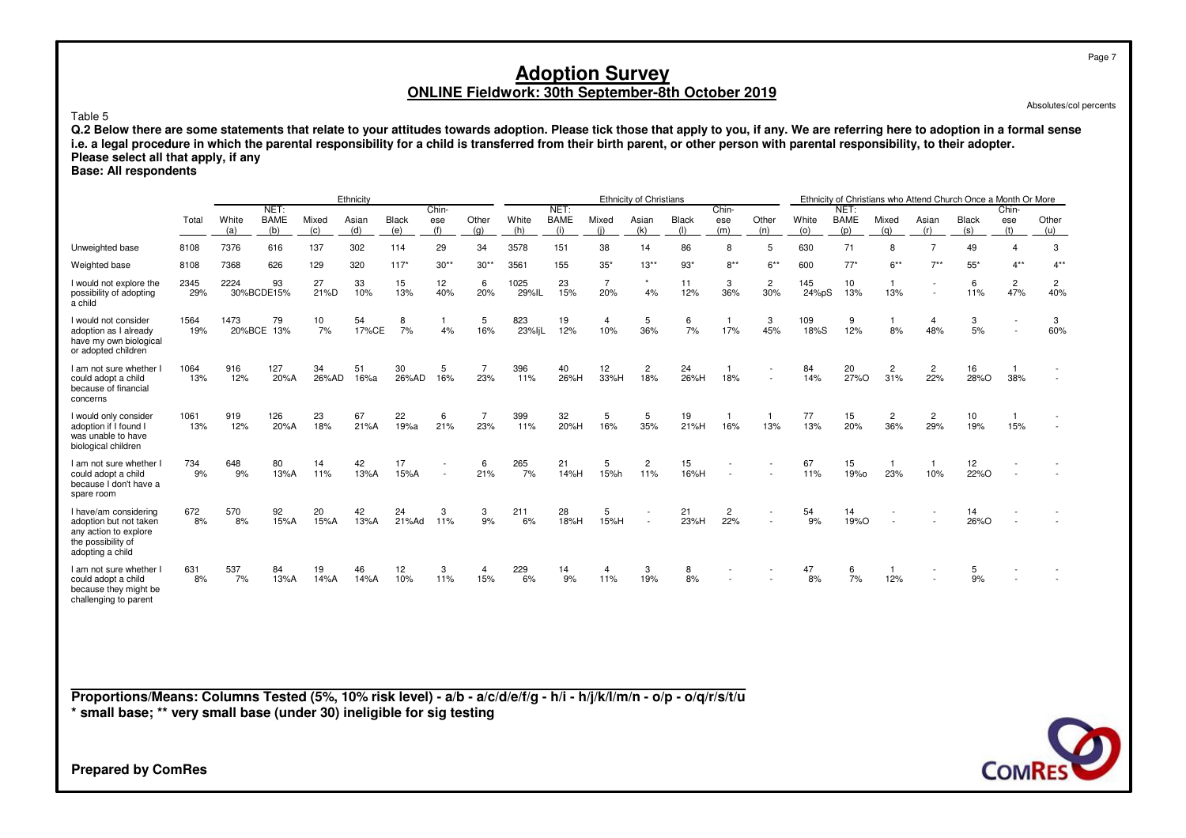# Adoption Survey

## ONLINE Fieldwork: 30th September-8th October 2019

Absolutes/col percents

Table 5

**Q.2 Below there are some statements that relate to your attitudes towards adoption. Please tick those that apply to you, if any. We are referring here to adoption in a formal sense i.e. a legal procedure in which the parental responsibility for a child is transferred from their birth parent, or other person with parental responsibility, to their adopter.**
**Please select all that apply, if any**
**Base: All respondents**

| | | Ethnicity | | | | | | | Ethnicity of Christians | | | | | | | Ethnicity of Christians who Attend Church Once a Month Or More | | | | | | |
|---|---|---|---|---|---|---|---|---|---|---|---|---|---|---|---|---|---|---|---|---|---|---|
| | Total | White (a) | NET: BAME (b) | Mixed (c) | Asian (d) | Black (e) | Chin-ese (f) | Other (g) | White (h) | NET: BAME (i) | Mixed (j) | Asian (k) | Black (l) | Chin-ese (m) | Other (n) | White (o) | NET: BAME (p) | Mixed (q) | Asian (r) | Black (s) | Chin-ese (t) | Other (u) |
| Unweighted base | 8108 | 7376 | 616 | 137 | 302 | 114 | 29 | 34 | 3578 | 151 | 38 | 14 | 86 | 8 | 5 | 630 | 71 | 8 | 7 | 49 | 4 | 3 |
| Weighted base | 8108 | 7368 | 626 | 129 | 320 | 117* | 30** | 30** | 3561 | 155 | 35* | 13** | 93* | 8** | 6** | 600 | 77* | 6** | 7** | 55* | 4** | 4** |
| I would not explore the possibility of adopting a child | 2345 29% | 2224 30%BCDE | 93 15% | 27 21%D | 33 10% | 15 13% | 12 40% | 6 20% | 1025 29%IL | 23 15% | 7 20% | * 4% | 11 12% | 3 36% | 2 30% | 145 24%pS | 10 13% | 1 13% | - - | 6 11% | 2 47% | 2 40% |
| I would not consider adoption as I already have my own biological or adopted children | 1564 19% | 1473 20%BCE | 79 13% | 10 7% | 54 17%CE | 8 7% | 1 4% | 5 16% | 823 23%IjL | 19 12% | 4 10% | 5 36% | 6 7% | 1 17% | 3 45% | 109 18%S | 9 12% | 1 8% | 4 48% | 3 5% | - - | 3 60% |
| I am not sure whether I could adopt a child because of financial concerns | 1064 13% | 916 12% | 127 20%A | 34 26%AD | 51 16%a | 30 26%AD | 5 16% | 7 23% | 396 11% | 40 26%H | 12 33%H | 2 18% | 24 26%H | 1 18% | - - | 84 14% | 20 27%O | 2 31% | 2 22% | 16 28%O | 1 38% | - - |
| I would only consider adoption if I found I was unable to have biological children | 1061 13% | 919 12% | 126 20%A | 23 18% | 67 21%A | 22 19%a | 6 21% | 7 23% | 399 11% | 32 20%H | 5 16% | 5 35% | 19 21%H | 1 16% | 1 13% | 77 13% | 15 20% | 2 36% | 2 29% | 10 19% | 1 15% | - - |
| I am not sure whether I could adopt a child because I don't have a spare room | 734 9% | 648 9% | 80 13%A | 14 11% | 42 13%A | 17 15%A | - - | 6 21% | 265 7% | 21 14%H | 5 15%h | 2 11% | 15 16%H | - - | - - | 67 11% | 15 19%o | 1 23% | 1 10% | 12 22%O | - - | - - |
| I have/am considering adoption but not taken any action to explore the possibility of adopting a child | 672 8% | 570 8% | 92 15%A | 20 15%A | 42 13%A | 24 21%Ad | 3 11% | 3 9% | 211 6% | 28 18%H | 5 15%H | - - | 21 23%H | 2 22% | - - | 54 9% | 14 19%O | - - | - - | 14 26%O | - - | - - |
| I am not sure whether I could adopt a child because they might be challenging to parent | 631 8% | 537 7% | 84 13%A | 19 14%A | 46 14%A | 12 10% | 3 11% | 4 15% | 229 6% | 14 9% | 4 11% | 3 19% | 8 8% | - - | - - | 47 8% | 6 7% | 1 12% | - - | 5 9% | - - | - - |

**Proportions/Means: Columns Tested (5%, 10% risk level) - a/b - a/c/d/e/f/g - h/i - h/j/k/l/m/n - o/p - o/q/r/s/t/u**
*** small base; ** very small base (under 30) ineligible for sig testing**

**Prepared by ComRes**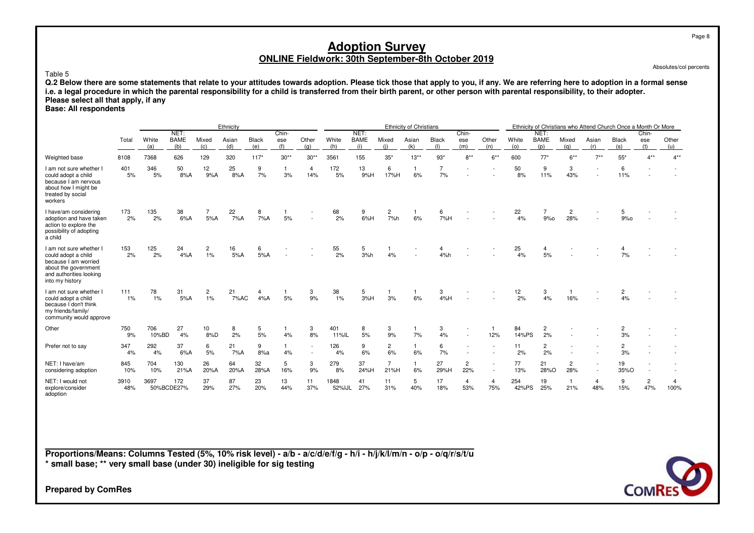# Adoption Survey

## ONLINE Fieldwork: 30th September-8th October 2019

Absolutes/col percents

Table 5

**Q.2 Below there are some statements that relate to your attitudes towards adoption. Please tick those that apply to you, if any. We are referring here to adoption in a formal sense i.e. a legal procedure in which the parental responsibility for a child is transferred from their birth parent, or other person with parental responsibility, to their adopter.**
**Please select all that apply, if any**
**Base: All respondents**

| | | Ethnicity | | | | | | | Ethnicity of Christians | | | | | | | Ethnicity of Christians who Attend Church Once a Month Or More | | | | | | |
|---|---|---|---|---|---|---|---|---|---|---|---|---|---|---|---|---|---|---|---|---|---|---|
| | Total | White (a) | NET: BAME (b) | Mixed (c) | Asian (d) | Black (e) | Chin-ese (f) | Other (g) | White (h) | NET: BAME (i) | Mixed (j) | Asian (k) | Black (l) | Chin-ese (m) | Other (n) | White (o) | NET: BAME (p) | Mixed (q) | Asian (r) | Black (s) | Chin-ese (t) | Other (u) |
| Weighted base | 8108 | 7368 | 626 | 129 | 320 | 117* | 30** | 30** | 3561 | 155 | 35* | 13** | 93* | 8** | 6** | 600 | 77* | 6** | 7** | 55* | 4** | 4** |
| I am not sure whether I could adopt a child because I am nervous about how I might be treated by social workers | 401<br>5% | 346<br>5% | 50<br>8%A | 12<br>9%A | 25<br>8%A | 9<br>7% | 1<br>3% | 4<br>14% | 172<br>5% | 13<br>9%H | 6<br>17%H | 1<br>6% | 7<br>7% | -<br>- | -<br>- | 50<br>8% | 9<br>11% | 3<br>43% | -<br>- | 6<br>11% | -<br>- | -<br>- |
| I have/am considering adoption and have taken action to explore the possibility of adopting a child | 173<br>2% | 135<br>2% | 38<br>6%A | 7<br>5%A | 22<br>7%A | 8<br>7%A | 1<br>5% | -<br>- | 68<br>2% | 9<br>6%H | 2<br>7%h | 1<br>6% | 6<br>7%H | -<br>- | -<br>- | 22<br>4% | 7<br>9%o | 2<br>28% | -<br>- | 5<br>9%o | -<br>- | -<br>- |
| I am not sure whether I could adopt a child because I am worried about the government and authorities looking into my history | 153<br>2% | 125<br>2% | 24<br>4%A | 2<br>1% | 16<br>5%A | 6<br>5%A | -<br>- | -<br>- | 55<br>2% | 5<br>3%h | 1<br>4% | -<br>- | 4<br>4%h | -<br>- | -<br>- | 25<br>4% | 4<br>5% | -<br>- | -<br>- | 4<br>7% | -<br>- | -<br>- |
| I am not sure whether I could adopt a child because I don't think my friends/family/ community would approve | 111<br>1% | 78<br>1% | 31<br>5%A | 2<br>1% | 21<br>7%AC | 4<br>4%A | 1<br>5% | 3<br>9% | 38<br>1% | 5<br>3%H | 1<br>3% | 1<br>6% | 3<br>4%H | -<br>- | -<br>- | 12<br>2% | 3<br>4% | 1<br>16% | -<br>- | 2<br>4% | -<br>- | -<br>- |
| Other | 750<br>9% | 706<br>10%BD | 27<br>4% | 10<br>8%D | 8<br>2% | 5<br>5% | 1<br>4% | 3<br>8% | 401<br>11%IL | 8<br>5% | 3<br>9% | 1<br>7% | 3<br>4% | -<br>- | 1<br>12% | 84<br>14%PS | 2<br>2% | -<br>- | -<br>- | 2<br>3% | -<br>- | -<br>- |
| Prefer not to say | 347<br>4% | 292<br>4% | 37<br>6%A | 6<br>5% | 21<br>7%A | 9<br>8%a | 1<br>4% | -<br>- | 126<br>4% | 9<br>6% | 2<br>6% | 1<br>6% | 6<br>7% | -<br>- | -<br>- | 11<br>2% | 2<br>2% | -<br>- | -<br>- | 2<br>3% | -<br>- | -<br>- |
| NET: I have/am considering adoption | 845<br>10% | 704<br>10% | 130<br>21%A | 26<br>20%A | 64<br>20%A | 32<br>28%A | 5<br>16% | 3<br>9% | 279<br>8% | 37<br>24%H | 7<br>21%H | 1<br>6% | 27<br>29%H | 2<br>22% | -<br>- | 77<br>13% | 21<br>28%O | 2<br>28% | -<br>- | 19<br>35%O | -<br>- | -<br>- |
| NET: I would not explore/consider adoption | 3910<br>48% | 3697<br>50%BCDE | 172<br>27% | 37<br>29% | 87<br>27% | 23<br>20% | 13<br>44% | 11<br>37% | 1848<br>52%IJL | 41<br>27% | 11<br>31% | 5<br>40% | 17<br>18% | 4<br>53% | 4<br>75% | 254<br>42%PS | 19<br>25% | 1<br>21% | 4<br>48% | 9<br>15% | 2<br>47% | 4<br>100% |

**Proportions/Means: Columns Tested (5%, 10% risk level) - a/b - a/c/d/e/f/g - h/i - h/j/k/l/m/n - o/p - o/q/r/s/t/u**
**\* small base; \*\* very small base (under 30) ineligible for sig testing**

**Prepared by ComRes**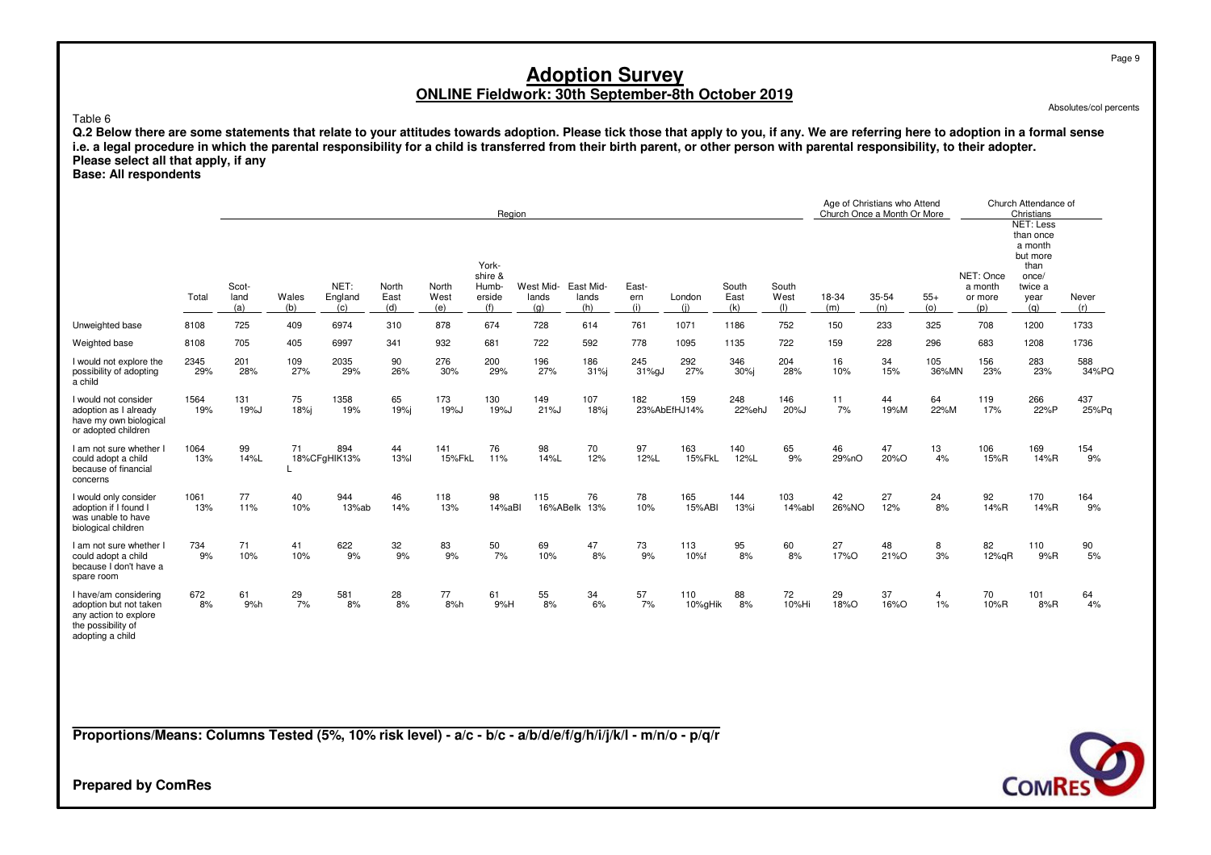# Adoption Survey

## ONLINE Fieldwork: 30th September-8th October 2019

Absolutes/col percents

Table 6

**Q.2 Below there are some statements that relate to your attitudes towards adoption. Please tick those that apply to you, if any. We are referring here to adoption in a formal sense i.e. a legal procedure in which the parental responsibility for a child is transferred from their birth parent, or other person with parental responsibility, to their adopter.**
**Please select all that apply, if any**
**Base: All respondents**

| | | Region | | | | | | | | | | | | | Age of Christians who Attend Church Once a Month Or More | | | Church Attendance of Christians | | |
|---|---|---|---|---|---|---|---|---|---|---|---|---|---|---|---|---|---|---|---|---|
| | Total | Scot-land (a) | Wales (b) | NET: England (c) | North East (d) | North West (e) | York-shire & Humb-erside (f) | West Mid-lands (g) | East Mid-lands (h) | East-ern (i) | London (j) | South East (k) | South West (l) | 18-34 (m) | 35-54 (n) | 55+ (o) | NET: Once a month or more (p) | NET: Less than once a month but more than once/ twice a year (q) | Never (r) |
| Unweighted base | 8108 | 725 | 409 | 6974 | 310 | 878 | 674 | 728 | 614 | 761 | 1071 | 1186 | 752 | 150 | 233 | 325 | 708 | 1200 | 1733 |
| Weighted base | 8108 | 705 | 405 | 6997 | 341 | 932 | 681 | 722 | 592 | 778 | 1095 | 1135 | 722 | 159 | 228 | 296 | 683 | 1208 | 1736 |
| I would not explore the possibility of adopting a child | 2345<br>29% | 201<br>28% | 109<br>27% | 2035<br>29% | 90<br>26% | 276<br>30% | 200<br>29% | 196<br>27% | 186<br>31%j | 245<br>31%gJ | 292<br>27% | 346<br>30%j | 204<br>28% | 16<br>10% | 34<br>15% | 105<br>36%MN | 156<br>23% | 283<br>23% | 588<br>34%PQ |
| I would not consider adoption as I already have my own biological or adopted children | 1564<br>19% | 131<br>19%J | 75<br>18%j | 1358<br>19% | 65<br>19%j | 173<br>19%J | 130<br>19%J | 149<br>21%J | 107<br>18%j | 182<br>23%AbEfHJ | 159<br>14% | 248<br>22%ehJ | 146<br>20%J | 11<br>7% | 44<br>19%M | 64<br>22%M | 119<br>17% | 266<br>22%P | 437<br>25%Pq |
| I am not sure whether I could adopt a child because of financial concerns | 1064<br>13% | 99<br>14%L | 71<br>18%CFgHIK L | 894<br>13% | 44<br>13%l | 141<br>15%FkL | 76<br>11% | 98<br>14%L | 70<br>12% | 97<br>12%L | 163<br>15%FkL | 140<br>12%L | 65<br>9% | 46<br>29%nO | 47<br>20%O | 13<br>4% | 106<br>15%R | 169<br>14%R | 154<br>9% |
| I would only consider adoption if I found I was unable to have biological children | 1061<br>13% | 77<br>11% | 40<br>10% | 944<br>13%ab | 46<br>14% | 118<br>13% | 98<br>14%aBI | 115<br>16%ABelk | 76<br>13% | 78<br>10% | 165<br>15%ABI | 144<br>13%i | 103<br>14%abI | 42<br>26%NO | 27<br>12% | 24<br>8% | 92<br>14%R | 170<br>14%R | 164<br>9% |
| I am not sure whether I could adopt a child because I don't have a spare room | 734<br>9% | 71<br>10% | 41<br>10% | 622<br>9% | 32<br>9% | 83<br>9% | 50<br>7% | 69<br>10% | 47<br>8% | 73<br>9% | 113<br>10%f | 95<br>8% | 60<br>8% | 27<br>17%O | 48<br>21%O | 8<br>3% | 82<br>12%qR | 110<br>9%R | 90<br>5% |
| I have/am considering adoption but not taken any action to explore the possibility of adopting a child | 672<br>8% | 61<br>9%h | 29<br>7% | 581<br>8% | 28<br>8% | 77<br>8%h | 61<br>9%H | 55<br>8% | 34<br>6% | 57<br>7% | 110<br>10%gHik | 88<br>8% | 72<br>10%Hi | 29<br>18%O | 37<br>16%O | 4<br>1% | 70<br>10%R | 101<br>8%R | 64<br>4% |

**Proportions/Means: Columns Tested (5%, 10% risk level) - a/c - b/c - a/b/d/e/f/g/h/i/j/k/l - m/n/o - p/q/r**

**Prepared by ComRes**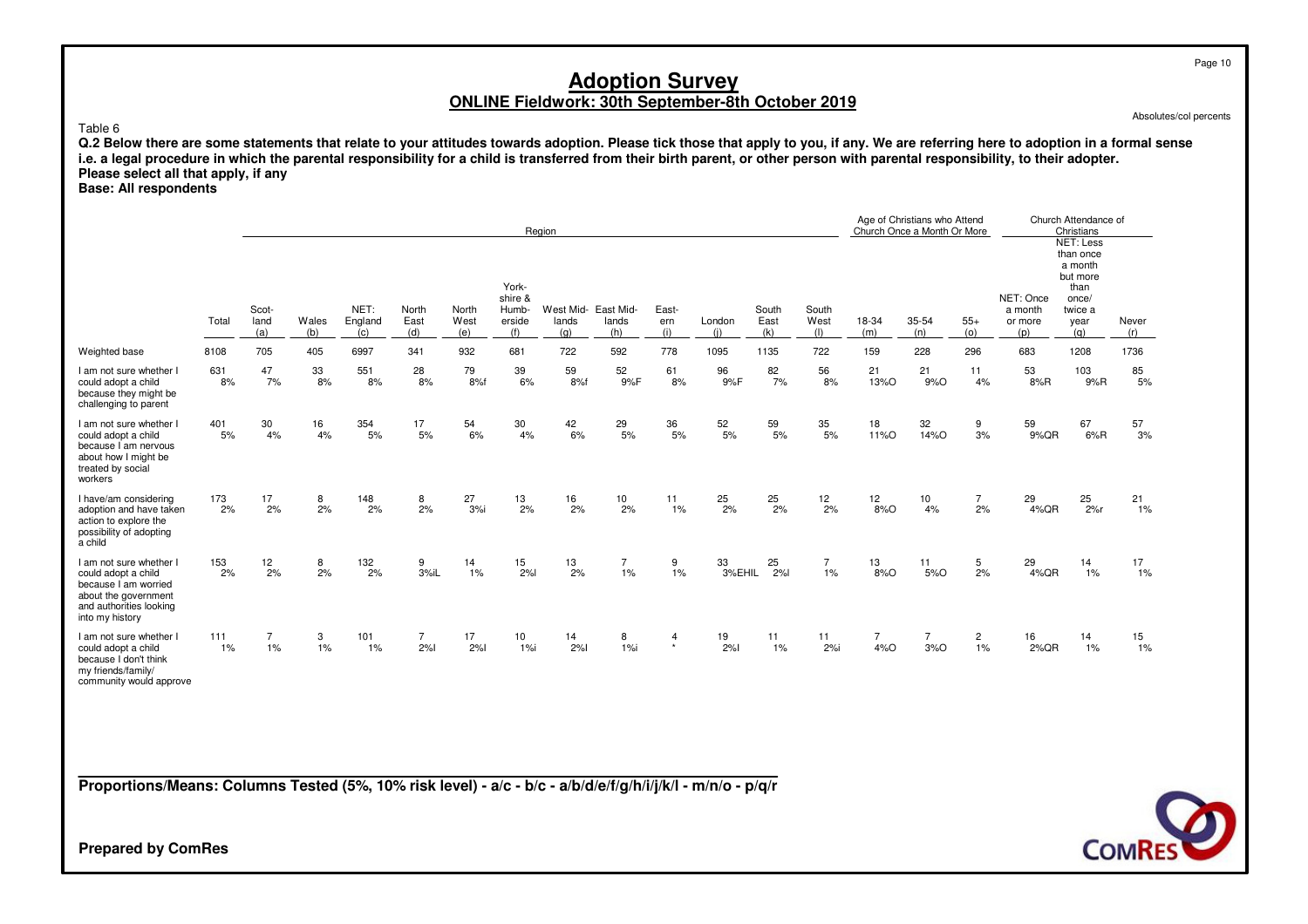# Adoption Survey

## ONLINE Fieldwork: 30th September-8th October 2019

Absolutes/col percents

Table 6

**Q.2 Below there are some statements that relate to your attitudes towards adoption. Please tick those that apply to you, if any. We are referring here to adoption in a formal sense i.e. a legal procedure in which the parental responsibility for a child is transferred from their birth parent, or other person with parental responsibility, to their adopter. Please select all that apply, if any**

**Base: All respondents**

| | | Region | | | | | | | | | | | | Age of Christians who Attend Church Once a Month Or More | | | Church Attendance of Christians | | |
|---|---|---|---|---|---|---|---|---|---|---|---|---|---|---|---|---|---|---|---|
| | Total | Scot-land (a) | Wales (b) | NET: England (c) | North East (d) | North West (e) | York-shire & Humb-erside (f) | West Mid-lands (g) | East Mid-lands (h) | East-ern (i) | London (j) | South East (k) | South West (l) | 18-34 (m) | 35-54 (n) | 55+ (o) | NET: Once a month or more (p) | NET: Less than once a month but more than once/ twice a year (q) | Never (r) |
| Weighted base | 8108 | 705 | 405 | 6997 | 341 | 932 | 681 | 722 | 592 | 778 | 1095 | 1135 | 722 | 159 | 228 | 296 | 683 | 1208 | 1736 |
| I am not sure whether I could adopt a child because they might be challenging to parent | 631 8% | 47 7% | 33 8% | 551 8% | 28 8% | 79 8%f | 39 6% | 59 8%f | 52 9%F | 61 8% | 96 9%F | 82 7% | 56 8% | 21 13%O | 21 9%O | 11 4% | 53 8%R | 103 9%R | 85 5% |
| I am not sure whether I could adopt a child because I am nervous about how I might be treated by social workers | 401 5% | 30 4% | 16 4% | 354 5% | 17 5% | 54 6% | 30 4% | 42 6% | 29 5% | 36 5% | 52 5% | 59 5% | 35 5% | 18 11%O | 32 14%O | 9 3% | 59 9%QR | 67 6%R | 57 3% |
| I have/am considering adoption and have taken action to explore the possibility of adopting a child | 173 2% | 17 2% | 8 2% | 148 2% | 8 2% | 27 3%i | 13 2% | 16 2% | 10 2% | 11 1% | 25 2% | 25 2% | 12 2% | 12 8%O | 10 4% | 7 2% | 29 4%QR | 25 2%r | 21 1% |
| I am not sure whether I could adopt a child because I am worried about the government and authorities looking into my history | 153 2% | 12 2% | 8 2% | 132 2% | 9 3%iL | 14 1% | 15 2%l | 13 2% | 7 1% | 9 1% | 33 3%EHIL | 25 2%l | 7 1% | 13 8%O | 11 5%O | 5 2% | 29 4%QR | 14 1% | 17 1% |
| I am not sure whether I could adopt a child because I don't think my friends/family/ community would approve | 111 1% | 7 1% | 3 1% | 101 1% | 7 2%l | 17 2%l | 10 1%i | 14 2%l | 8 1%i | 4 * | 19 2%l | 11 1% | 11 2%i | 7 4%O | 7 3%O | 2 1% | 16 2%QR | 14 1% | 15 1% |

**Proportions/Means: Columns Tested (5%, 10% risk level) - a/c - b/c - a/b/d/e/f/g/h/i/j/k/l - m/n/o - p/q/r**

**Prepared by ComRes**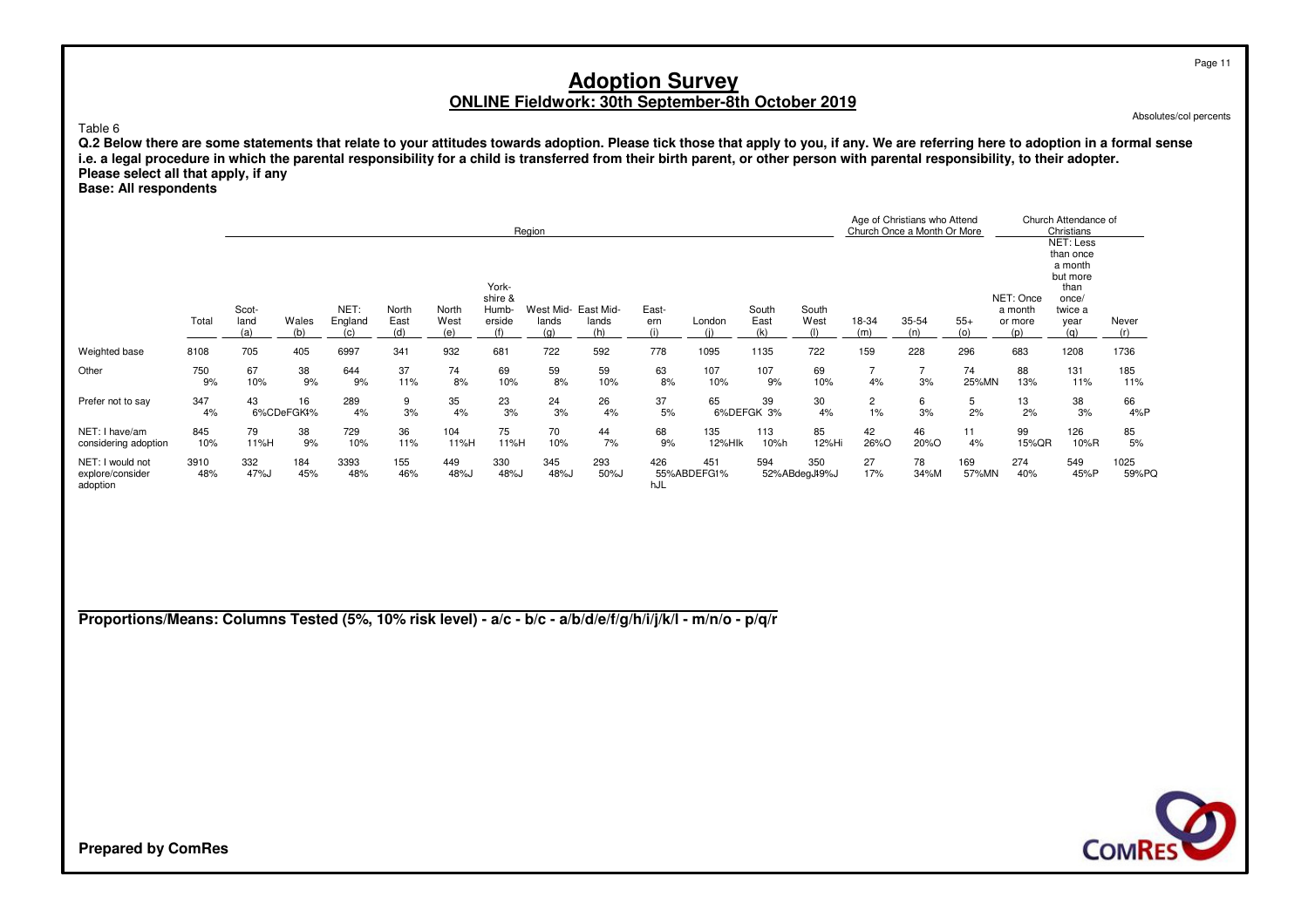# Adoption Survey

## ONLINE Fieldwork: 30th September-8th October 2019

Absolutes/col percents

Table 6

**Q.2 Below there are some statements that relate to your attitudes towards adoption. Please tick those that apply to you, if any. We are referring here to adoption in a formal sense i.e. a legal procedure in which the parental responsibility for a child is transferred from their birth parent, or other person with parental responsibility, to their adopter.**
**Please select all that apply, if any**
**Base: All respondents**

| | | Region | | | | | | | | | | | | Age of Christians who Attend Church Once a Month Or More | | | Church Attendance of Christians | | |
|---|---|---|---|---|---|---|---|---|---|---|---|---|---|---|---|---|---|---|---|
| | Total | Scot-land (a) | Wales (b) | NET: England (c) | North East (d) | North West (e) | York-shire & Humb-erside (f) | West Mid-lands (g) | East Mid-lands (h) | East-ern (i) | London (j) | South East (k) | South West (l) | 18-34 (m) | 35-54 (n) | 55+ (o) | NET: Once a month or more (p) | NET: Less than once a month but more than once/ twice a year (q) | Never (r) |
| Weighted base | 8108 | 705 | 405 | 6997 | 341 | 932 | 681 | 722 | 592 | 778 | 1095 | 1135 | 722 | 159 | 228 | 296 | 683 | 1208 | 1736 |
| Other | 750<br>9% | 67<br>10% | 38<br>9% | 644<br>9% | 37<br>11% | 74<br>8% | 69<br>10% | 59<br>8% | 59<br>10% | 63<br>8% | 107<br>10% | 107<br>9% | 69<br>10% | 7<br>4% | 7<br>3% | 74<br>25%MN | 88<br>13% | 131<br>11% | 185<br>11% |
| Prefer not to say | 347<br>4% | 43<br>6%CDeFGKI | 16<br>4% | 289<br>4% | 9<br>3% | 35<br>4% | 23<br>3% | 24<br>3% | 26<br>4% | 37<br>5% | 65<br>6%DEFGK | 39<br>3% | 30<br>4% | 2<br>1% | 6<br>3% | 5<br>2% | 13<br>2% | 38<br>3% | 66<br>4%P |
| NET: I have/am considering adoption | 845<br>10% | 79<br>11%H | 38<br>9% | 729<br>10% | 36<br>11% | 104<br>11%H | 75<br>11%H | 70<br>10% | 44<br>7% | 68<br>9% | 135<br>12%HIk | 113<br>10%h | 85<br>12%Hi | 42<br>26%O | 46<br>20%O | 11<br>4% | 99<br>15%QR | 126<br>10%R | 85<br>5% |
| NET: I would not explore/consider adoption | 3910<br>48% | 332<br>47%J | 184<br>45% | 3393<br>48% | 155<br>46% | 449<br>48%J | 330<br>48%J | 345<br>48%J | 293<br>50%J | 426<br>55%ABDEFGhJL | 451<br>41% | 594<br>52%ABdegJ | 350<br>49%J | 27<br>17% | 78<br>34%M | 169<br>57%MN | 274<br>40% | 549<br>45%P | 1025<br>59%PQ |

**Proportions/Means: Columns Tested (5%, 10% risk level) - a/c - b/c - a/b/d/e/f/g/h/i/j/k/l - m/n/o - p/q/r**

**Prepared by ComRes**